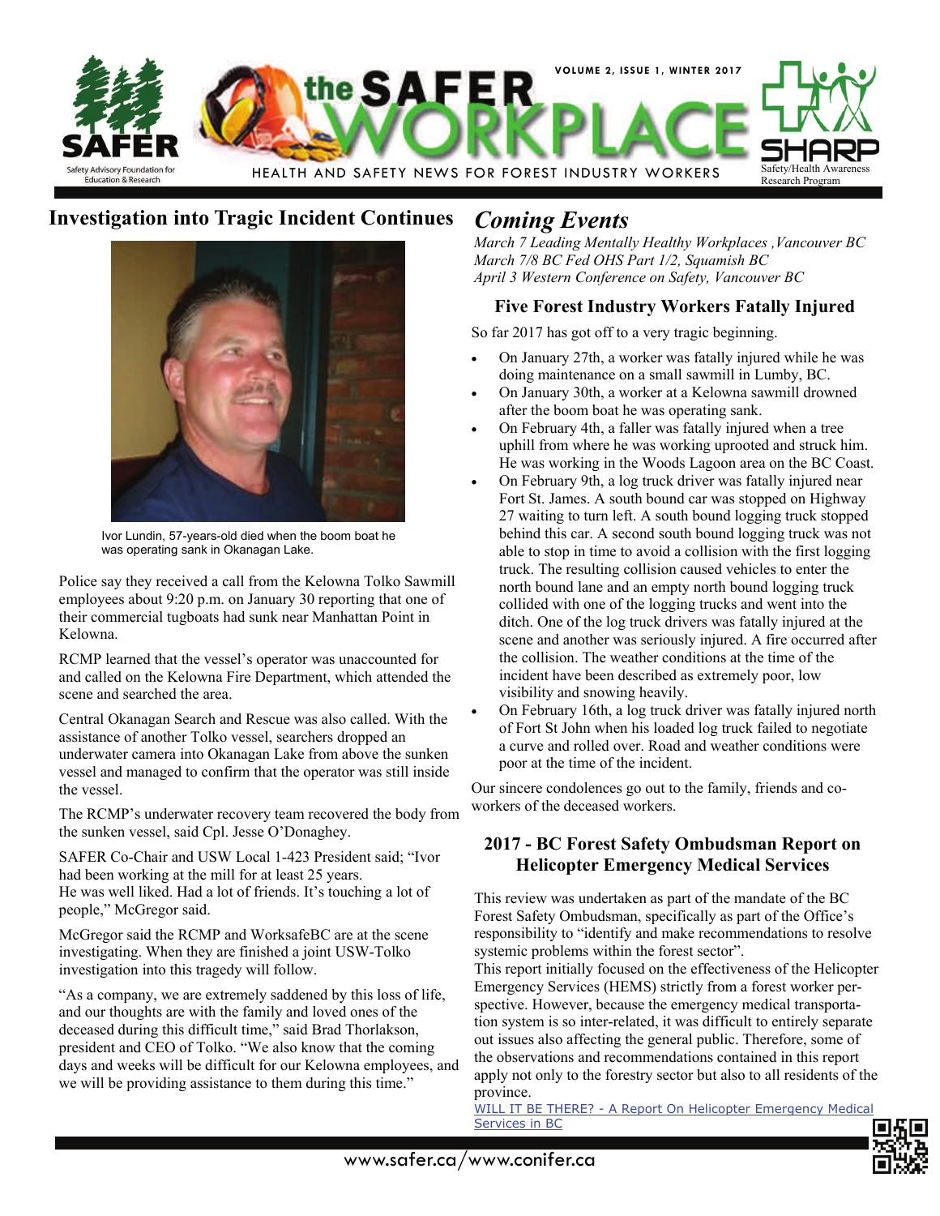# the SAFER WORKPLACE

HEALTH AND SAFETY NEWS FOR FOREST INDUSTRY WORKERS

VOLUME 2, ISSUE 1, WINTER 2017

SAFER — Safety Advisory Foundation for Education & Research

SHARP — Safety/Health Awareness Research Program

## Investigation into Tragic Incident Continues

Ivor Lundin, 57-years-old died when the boom boat he was operating sank in Okanagan Lake.

Police say they received a call from the Kelowna Tolko Sawmill employees about 9:20 p.m. on January 30 reporting that one of their commercial tugboats had sunk near Manhattan Point in Kelowna.

RCMP learned that the vessel's operator was unaccounted for and called on the Kelowna Fire Department, which attended the scene and searched the area.

Central Okanagan Search and Rescue was also called. With the assistance of another Tolko vessel, searchers dropped an underwater camera into Okanagan Lake from above the sunken vessel and managed to confirm that the operator was still inside the vessel.

The RCMP's underwater recovery team recovered the body from the sunken vessel, said Cpl. Jesse O'Donaghey.

SAFER Co-Chair and USW Local 1-423 President said; "Ivor had been working at the mill for at least 25 years. He was well liked. Had a lot of friends. It's touching a lot of people," McGregor said.

McGregor said the RCMP and WorksafeBC are at the scene investigating. When they are finished a joint USW-Tolko investigation into this tragedy will follow.

"As a company, we are extremely saddened by this loss of life, and our thoughts are with the family and loved ones of the deceased during this difficult time," said Brad Thorlakson, president and CEO of Tolko. "We also know that the coming days and weeks will be difficult for our Kelowna employees, and we will be providing assistance to them during this time."

## *Coming Events*

*March 7 Leading Mentally Healthy Workplaces ,Vancouver BC*
*March 7/8 BC Fed OHS Part 1/2, Squamish BC*
*April 3 Western Conference on Safety, Vancouver BC*

### Five Forest Industry Workers Fatally Injured

So far 2017 has got off to a very tragic beginning.

- On January 27th, a worker was fatally injured while he was doing maintenance on a small sawmill in Lumby, BC.
- On January 30th, a worker at a Kelowna sawmill drowned after the boom boat he was operating sank.
- On February 4th, a faller was fatally injured when a tree uphill from where he was working uprooted and struck him. He was working in the Woods Lagoon area on the BC Coast.
- On February 9th, a log truck driver was fatally injured near Fort St. James. A south bound car was stopped on Highway 27 waiting to turn left. A south bound logging truck stopped behind this car. A second south bound logging truck was not able to stop in time to avoid a collision with the first logging truck. The resulting collision caused vehicles to enter the north bound lane and an empty north bound logging truck collided with one of the logging trucks and went into the ditch. One of the log truck drivers was fatally injured at the scene and another was seriously injured. A fire occurred after the collision. The weather conditions at the time of the incident have been described as extremely poor, low visibility and snowing heavily.
- On February 16th, a log truck driver was fatally injured north of Fort St John when his loaded log truck failed to negotiate a curve and rolled over. Road and weather conditions were poor at the time of the incident.

Our sincere condolences go out to the family, friends and co-workers of the deceased workers.

### 2017 - BC Forest Safety Ombudsman Report on Helicopter Emergency Medical Services

This review was undertaken as part of the mandate of the BC Forest Safety Ombudsman, specifically as part of the Office's responsibility to "identify and make recommendations to resolve systemic problems within the forest sector".

This report initially focused on the effectiveness of the Helicopter Emergency Services (HEMS) strictly from a forest worker perspective. However, because the emergency medical transportation system is so inter-related, it was difficult to entirely separate out issues also affecting the general public. Therefore, some of the observations and recommendations contained in this report apply not only to the forestry sector but also to all residents of the province.

WILL IT BE THERE? - A Report On Helicopter Emergency Medical Services in BC

www.safer.ca/www.conifer.ca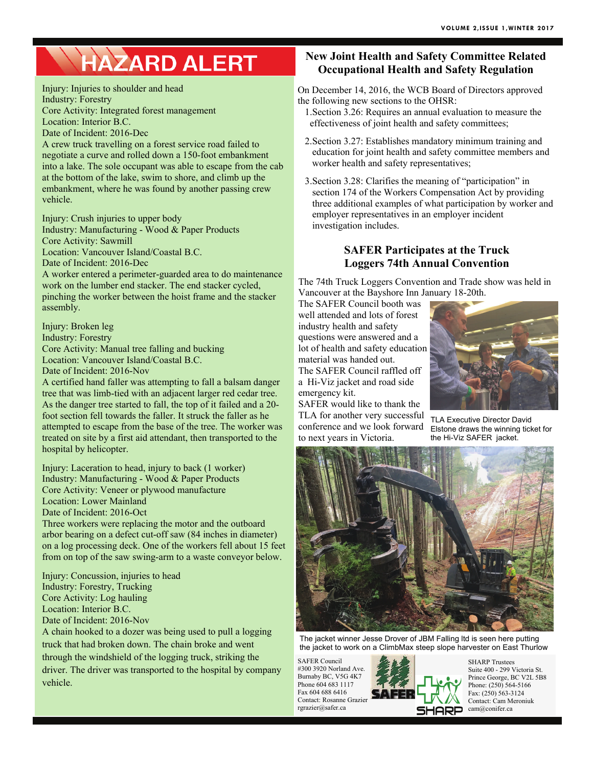# HAZARD ALERT

Injury: Injuries to shoulder and head
Industry: Forestry
Core Activity: Integrated forest management
Location: Interior B.C.
Date of Incident: 2016-Dec
A crew truck travelling on a forest service road failed to negotiate a curve and rolled down a 150-foot embankment into a lake. The sole occupant was able to escape from the cab at the bottom of the lake, swim to shore, and climb up the embankment, where he was found by another passing crew vehicle.

Injury: Crush injuries to upper body
Industry: Manufacturing - Wood & Paper Products
Core Activity: Sawmill
Location: Vancouver Island/Coastal B.C.
Date of Incident: 2016-Dec
A worker entered a perimeter-guarded area to do maintenance work on the lumber end stacker. The end stacker cycled, pinching the worker between the hoist frame and the stacker assembly.

Injury: Broken leg
Industry: Forestry
Core Activity: Manual tree falling and bucking
Location: Vancouver Island/Coastal B.C.
Date of Incident: 2016-Nov
A certified hand faller was attempting to fall a balsam danger tree that was limb-tied with an adjacent larger red cedar tree. As the danger tree started to fall, the top of it failed and a 20-foot section fell towards the faller. It struck the faller as he attempted to escape from the base of the tree. The worker was treated on site by a first aid attendant, then transported to the hospital by helicopter.

Injury: Laceration to head, injury to back (1 worker)
Industry: Manufacturing - Wood & Paper Products
Core Activity: Veneer or plywood manufacture
Location: Lower Mainland
Date of Incident: 2016-Oct
Three workers were replacing the motor and the outboard arbor bearing on a defect cut-off saw (84 inches in diameter) on a log processing deck. One of the workers fell about 15 feet from on top of the saw swing-arm to a waste conveyor below.

Injury: Concussion, injuries to head
Industry: Forestry, Trucking
Core Activity: Log hauling
Location: Interior B.C.
Date of Incident: 2016-Nov
A chain hooked to a dozer was being used to pull a logging truck that had broken down. The chain broke and went through the windshield of the logging truck, striking the driver. The driver was transported to the hospital by company vehicle.

## New Joint Health and Safety Committee Related Occupational Health and Safety Regulation

On December 14, 2016, the WCB Board of Directors approved the following new sections to the OHSR:

1. Section 3.26: Requires an annual evaluation to measure the effectiveness of joint health and safety committees;
2. Section 3.27: Establishes mandatory minimum training and education for joint health and safety committee members and worker health and safety representatives;
3. Section 3.28: Clarifies the meaning of "participation" in section 174 of the Workers Compensation Act by providing three additional examples of what participation by worker and employer representatives in an employer incident investigation includes.

## SAFER Participates at the Truck Loggers 74th Annual Convention

The 74th Truck Loggers Convention and Trade show was held in Vancouver at the Bayshore Inn January 18-20th.
The SAFER Council booth was well attended and lots of forest industry health and safety questions were answered and a lot of health and safety education material was handed out.
The SAFER Council raffled off a Hi-Viz jacket and road side emergency kit.
SAFER would like to thank the TLA for another very successful conference and we look forward to next years in Victoria.

TLA Executive Director David Elstone draws the winning ticket for the Hi-Viz SAFER jacket.

The jacket winner Jesse Drover of JBM Falling ltd is seen here putting the jacket to work on a ClimbMax steep slope harvester on East Thurlow

SAFER Council
#300 3920 Norland Ave.
Burnaby BC, V5G 4K7
Phone 604 683 1117
Fax 604 688 6416
Contact: Rosanne Grazier
rgrazier@safer.ca

SHARP Trustees
Suite 400 - 299 Victoria St.
Prince George, BC V2L 5B8
Phone: (250) 564-5166
Fax: (250) 563-3124
Contact: Cam Meroniuk
cam@conifer.ca